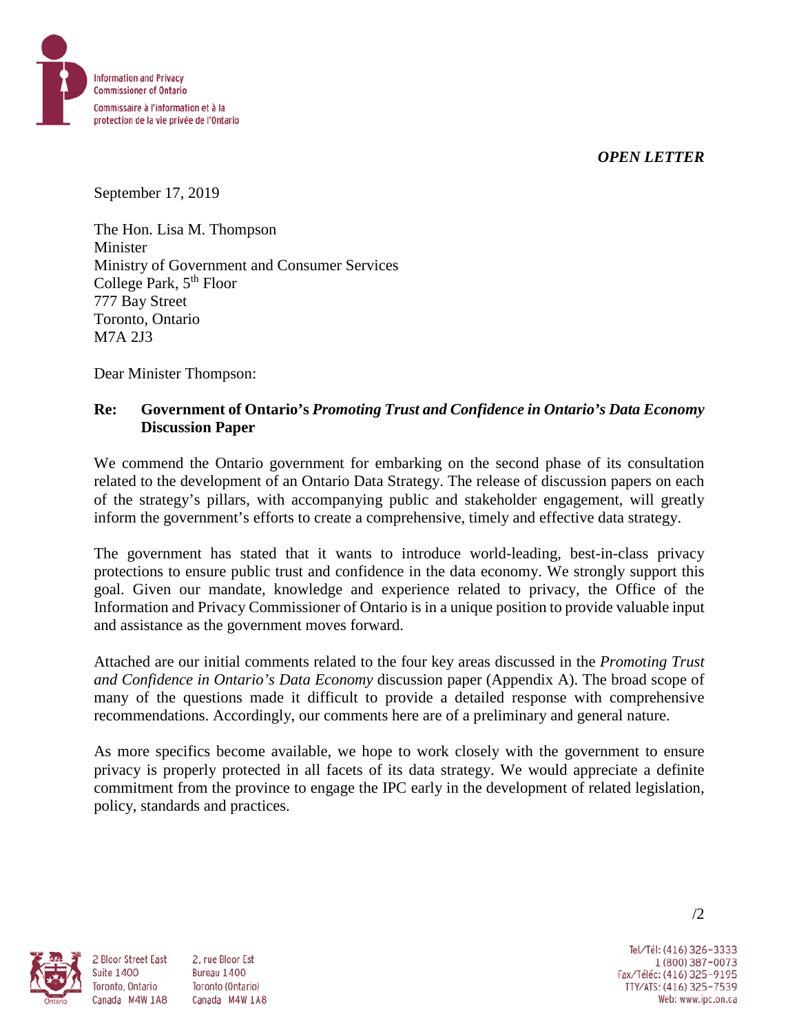Information and Privacy Commissioner of Ontario

Commissaire à l'information et à la protection de la vie privée de l'Ontario

***OPEN LETTER***

September 17, 2019

The Hon. Lisa M. Thompson
Minister
Ministry of Government and Consumer Services
College Park, 5th Floor
777 Bay Street
Toronto, Ontario
M7A 2J3

Dear Minister Thompson:

**Re: Government of Ontario's *Promoting Trust and Confidence in Ontario's Data Economy* Discussion Paper**

We commend the Ontario government for embarking on the second phase of its consultation related to the development of an Ontario Data Strategy. The release of discussion papers on each of the strategy's pillars, with accompanying public and stakeholder engagement, will greatly inform the government's efforts to create a comprehensive, timely and effective data strategy.

The government has stated that it wants to introduce world-leading, best-in-class privacy protections to ensure public trust and confidence in the data economy. We strongly support this goal. Given our mandate, knowledge and experience related to privacy, the Office of the Information and Privacy Commissioner of Ontario is in a unique position to provide valuable input and assistance as the government moves forward.

Attached are our initial comments related to the four key areas discussed in the *Promoting Trust and Confidence in Ontario's Data Economy* discussion paper (Appendix A). The broad scope of many of the questions made it difficult to provide a detailed response with comprehensive recommendations. Accordingly, our comments here are of a preliminary and general nature.

As more specifics become available, we hope to work closely with the government to ensure privacy is properly protected in all facets of its data strategy. We would appreciate a definite commitment from the province to engage the IPC early in the development of related legislation, policy, standards and practices.

/2

2 Bloor Street East
Suite 1400
Toronto, Ontario
Canada M4W 1A8

2, rue Bloor Est
Bureau 1400
Toronto (Ontario)
Canada M4W 1A8

Tel/Tél: (416) 326-3333
1 (800) 387-0073
Fax/Téléc: (416) 325-9195
TTY/ATS: (416) 325-7539
Web: www.ipc.on.ca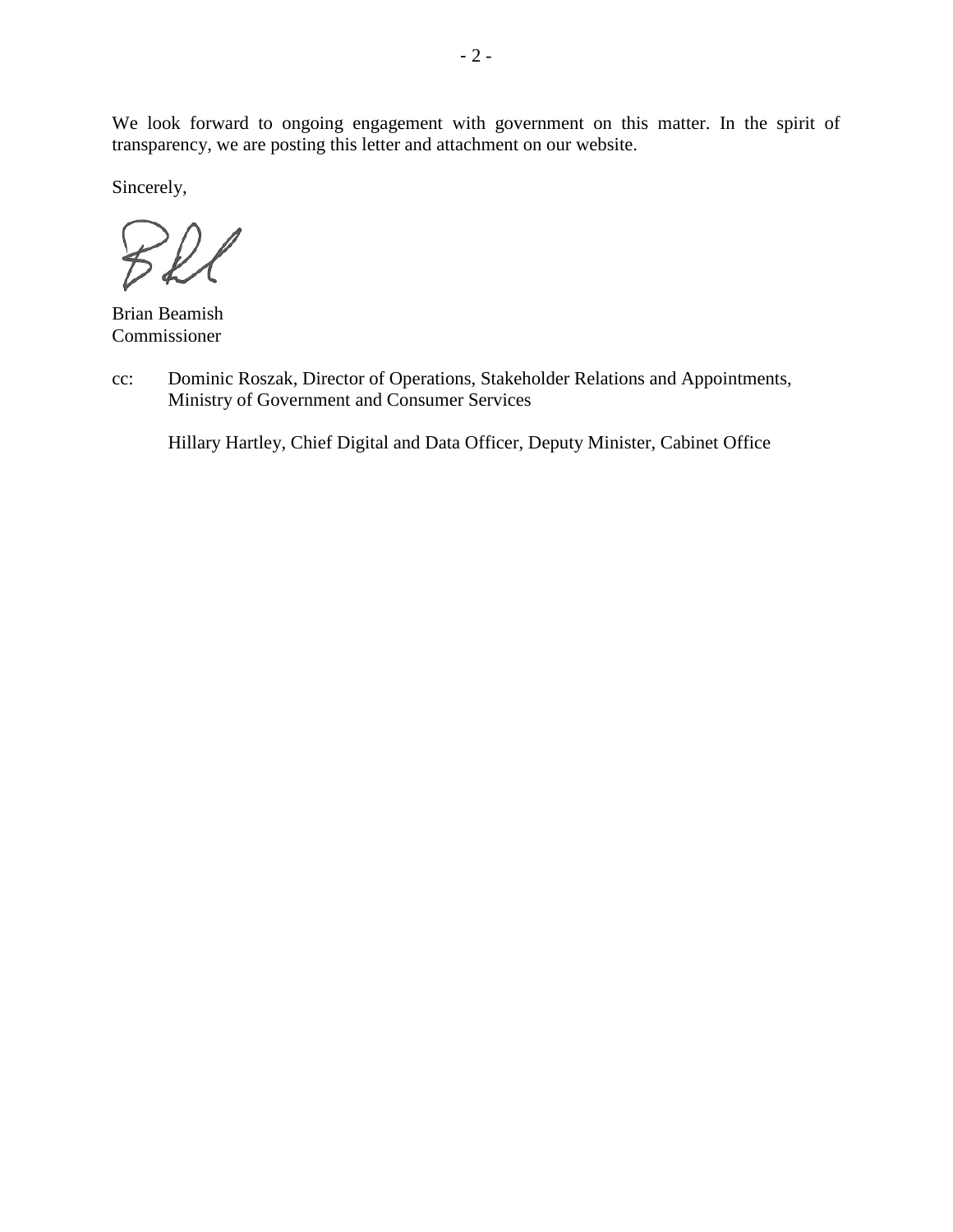We look forward to ongoing engagement with government on this matter. In the spirit of transparency, we are posting this letter and attachment on our website.

Sincerely,

Brian Beamish
Commissioner

cc: Dominic Roszak, Director of Operations, Stakeholder Relations and Appointments, Ministry of Government and Consumer Services

Hillary Hartley, Chief Digital and Data Officer, Deputy Minister, Cabinet Office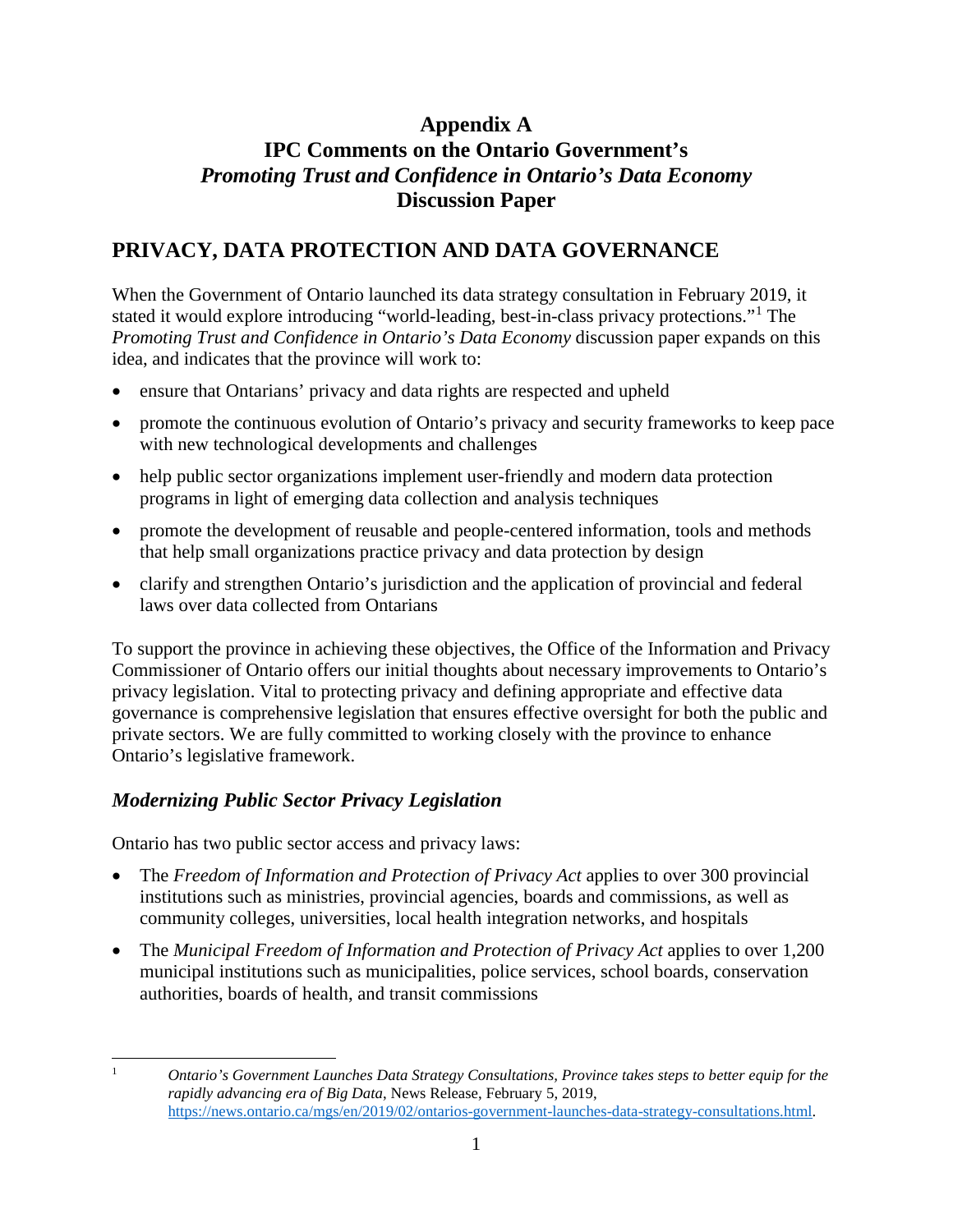# Appendix A
# IPC Comments on the Ontario Government's *Promoting Trust and Confidence in Ontario's Data Economy* Discussion Paper

## PRIVACY, DATA PROTECTION AND DATA GOVERNANCE

When the Government of Ontario launched its data strategy consultation in February 2019, it stated it would explore introducing "world-leading, best-in-class privacy protections."[1] The *Promoting Trust and Confidence in Ontario's Data Economy* discussion paper expands on this idea, and indicates that the province will work to:

- ensure that Ontarians' privacy and data rights are respected and upheld
- promote the continuous evolution of Ontario's privacy and security frameworks to keep pace with new technological developments and challenges
- help public sector organizations implement user-friendly and modern data protection programs in light of emerging data collection and analysis techniques
- promote the development of reusable and people-centered information, tools and methods that help small organizations practice privacy and data protection by design
- clarify and strengthen Ontario's jurisdiction and the application of provincial and federal laws over data collected from Ontarians

To support the province in achieving these objectives, the Office of the Information and Privacy Commissioner of Ontario offers our initial thoughts about necessary improvements to Ontario's privacy legislation. Vital to protecting privacy and defining appropriate and effective data governance is comprehensive legislation that ensures effective oversight for both the public and private sectors. We are fully committed to working closely with the province to enhance Ontario's legislative framework.

### *Modernizing Public Sector Privacy Legislation*

Ontario has two public sector access and privacy laws:

- The *Freedom of Information and Protection of Privacy Act* applies to over 300 provincial institutions such as ministries, provincial agencies, boards and commissions, as well as community colleges, universities, local health integration networks, and hospitals
- The *Municipal Freedom of Information and Protection of Privacy Act* applies to over 1,200 municipal institutions such as municipalities, police services, school boards, conservation authorities, boards of health, and transit commissions

---

[1] *Ontario's Government Launches Data Strategy Consultations, Province takes steps to better equip for the rapidly advancing era of Big Data*, News Release, February 5, 2019, https://news.ontario.ca/mgs/en/2019/02/ontarios-government-launches-data-strategy-consultations.html.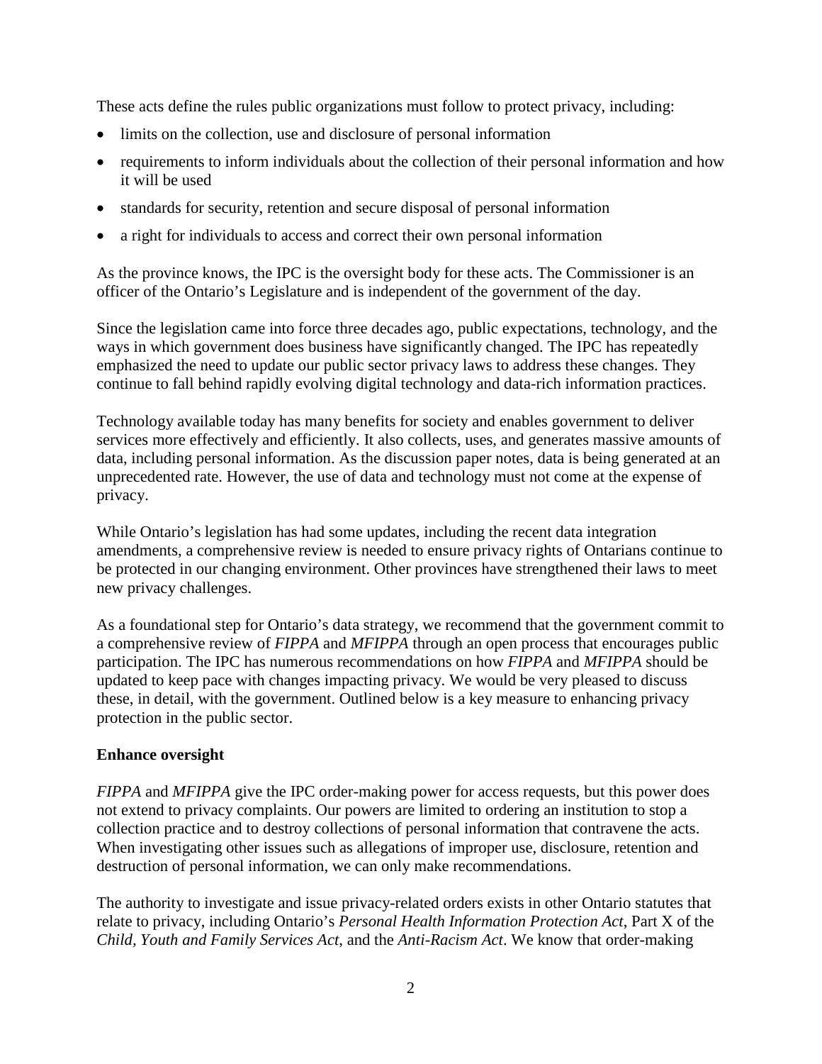These acts define the rules public organizations must follow to protect privacy, including:

- limits on the collection, use and disclosure of personal information
- requirements to inform individuals about the collection of their personal information and how it will be used
- standards for security, retention and secure disposal of personal information
- a right for individuals to access and correct their own personal information

As the province knows, the IPC is the oversight body for these acts. The Commissioner is an officer of the Ontario's Legislature and is independent of the government of the day.

Since the legislation came into force three decades ago, public expectations, technology, and the ways in which government does business have significantly changed. The IPC has repeatedly emphasized the need to update our public sector privacy laws to address these changes. They continue to fall behind rapidly evolving digital technology and data-rich information practices.

Technology available today has many benefits for society and enables government to deliver services more effectively and efficiently. It also collects, uses, and generates massive amounts of data, including personal information. As the discussion paper notes, data is being generated at an unprecedented rate. However, the use of data and technology must not come at the expense of privacy.

While Ontario's legislation has had some updates, including the recent data integration amendments, a comprehensive review is needed to ensure privacy rights of Ontarians continue to be protected in our changing environment. Other provinces have strengthened their laws to meet new privacy challenges.

As a foundational step for Ontario's data strategy, we recommend that the government commit to a comprehensive review of *FIPPA* and *MFIPPA* through an open process that encourages public participation. The IPC has numerous recommendations on how *FIPPA* and *MFIPPA* should be updated to keep pace with changes impacting privacy. We would be very pleased to discuss these, in detail, with the government. Outlined below is a key measure to enhancing privacy protection in the public sector.

**Enhance oversight**

*FIPPA* and *MFIPPA* give the IPC order-making power for access requests, but this power does not extend to privacy complaints. Our powers are limited to ordering an institution to stop a collection practice and to destroy collections of personal information that contravene the acts. When investigating other issues such as allegations of improper use, disclosure, retention and destruction of personal information, we can only make recommendations.

The authority to investigate and issue privacy-related orders exists in other Ontario statutes that relate to privacy, including Ontario's *Personal Health Information Protection Act*, Part X of the *Child, Youth and Family Services Act*, and the *Anti-Racism Act*. We know that order-making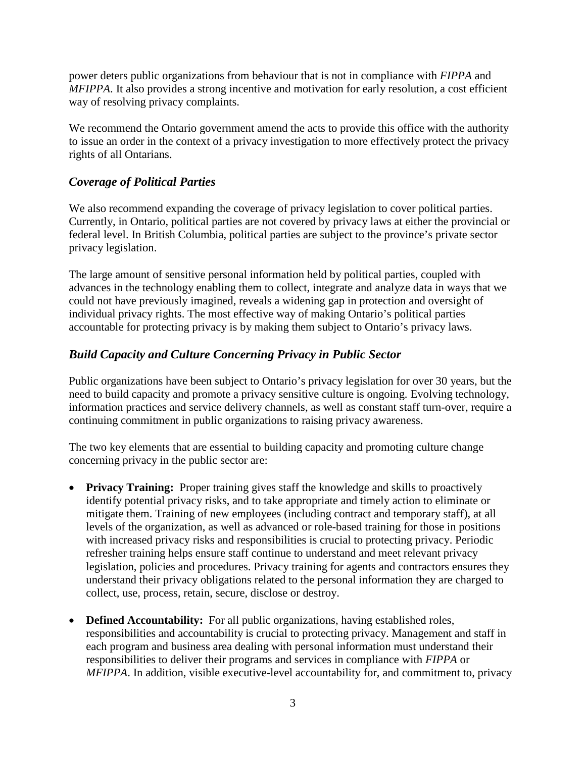power deters public organizations from behaviour that is not in compliance with *FIPPA* and *MFIPPA*. It also provides a strong incentive and motivation for early resolution, a cost efficient way of resolving privacy complaints.

We recommend the Ontario government amend the acts to provide this office with the authority to issue an order in the context of a privacy investigation to more effectively protect the privacy rights of all Ontarians.

### *Coverage of Political Parties*

We also recommend expanding the coverage of privacy legislation to cover political parties. Currently, in Ontario, political parties are not covered by privacy laws at either the provincial or federal level. In British Columbia, political parties are subject to the province's private sector privacy legislation.

The large amount of sensitive personal information held by political parties, coupled with advances in the technology enabling them to collect, integrate and analyze data in ways that we could not have previously imagined, reveals a widening gap in protection and oversight of individual privacy rights. The most effective way of making Ontario's political parties accountable for protecting privacy is by making them subject to Ontario's privacy laws.

### *Build Capacity and Culture Concerning Privacy in Public Sector*

Public organizations have been subject to Ontario's privacy legislation for over 30 years, but the need to build capacity and promote a privacy sensitive culture is ongoing. Evolving technology, information practices and service delivery channels, as well as constant staff turn-over, require a continuing commitment in public organizations to raising privacy awareness.

The two key elements that are essential to building capacity and promoting culture change concerning privacy in the public sector are:

- **Privacy Training:** Proper training gives staff the knowledge and skills to proactively identify potential privacy risks, and to take appropriate and timely action to eliminate or mitigate them. Training of new employees (including contract and temporary staff), at all levels of the organization, as well as advanced or role-based training for those in positions with increased privacy risks and responsibilities is crucial to protecting privacy. Periodic refresher training helps ensure staff continue to understand and meet relevant privacy legislation, policies and procedures. Privacy training for agents and contractors ensures they understand their privacy obligations related to the personal information they are charged to collect, use, process, retain, secure, disclose or destroy.

- **Defined Accountability:** For all public organizations, having established roles, responsibilities and accountability is crucial to protecting privacy. Management and staff in each program and business area dealing with personal information must understand their responsibilities to deliver their programs and services in compliance with *FIPPA* or *MFIPPA*. In addition, visible executive-level accountability for, and commitment to, privacy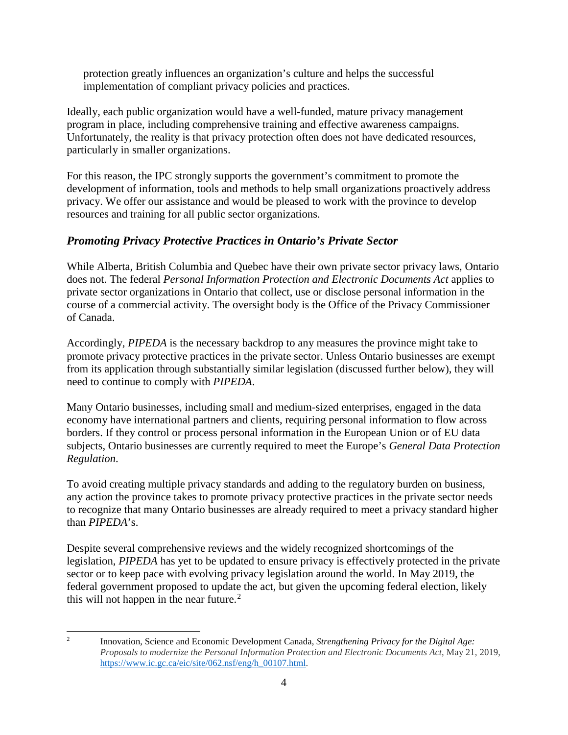protection greatly influences an organization's culture and helps the successful implementation of compliant privacy policies and practices.

Ideally, each public organization would have a well-funded, mature privacy management program in place, including comprehensive training and effective awareness campaigns. Unfortunately, the reality is that privacy protection often does not have dedicated resources, particularly in smaller organizations.

For this reason, the IPC strongly supports the government's commitment to promote the development of information, tools and methods to help small organizations proactively address privacy. We offer our assistance and would be pleased to work with the province to develop resources and training for all public sector organizations.

### *Promoting Privacy Protective Practices in Ontario's Private Sector*

While Alberta, British Columbia and Quebec have their own private sector privacy laws, Ontario does not. The federal *Personal Information Protection and Electronic Documents Act* applies to private sector organizations in Ontario that collect, use or disclose personal information in the course of a commercial activity. The oversight body is the Office of the Privacy Commissioner of Canada.

Accordingly, *PIPEDA* is the necessary backdrop to any measures the province might take to promote privacy protective practices in the private sector. Unless Ontario businesses are exempt from its application through substantially similar legislation (discussed further below), they will need to continue to comply with *PIPEDA*.

Many Ontario businesses, including small and medium-sized enterprises, engaged in the data economy have international partners and clients, requiring personal information to flow across borders. If they control or process personal information in the European Union or of EU data subjects, Ontario businesses are currently required to meet the Europe's *General Data Protection Regulation*.

To avoid creating multiple privacy standards and adding to the regulatory burden on business, any action the province takes to promote privacy protective practices in the private sector needs to recognize that many Ontario businesses are already required to meet a privacy standard higher than *PIPEDA*'s.

Despite several comprehensive reviews and the widely recognized shortcomings of the legislation, *PIPEDA* has yet to be updated to ensure privacy is effectively protected in the private sector or to keep pace with evolving privacy legislation around the world. In May 2019, the federal government proposed to update the act, but given the upcoming federal election, likely this will not happen in the near future.[2]

---

[2] Innovation, Science and Economic Development Canada, *Strengthening Privacy for the Digital Age: Proposals to modernize the Personal Information Protection and Electronic Documents Act*, May 21, 2019, https://www.ic.gc.ca/eic/site/062.nsf/eng/h_00107.html.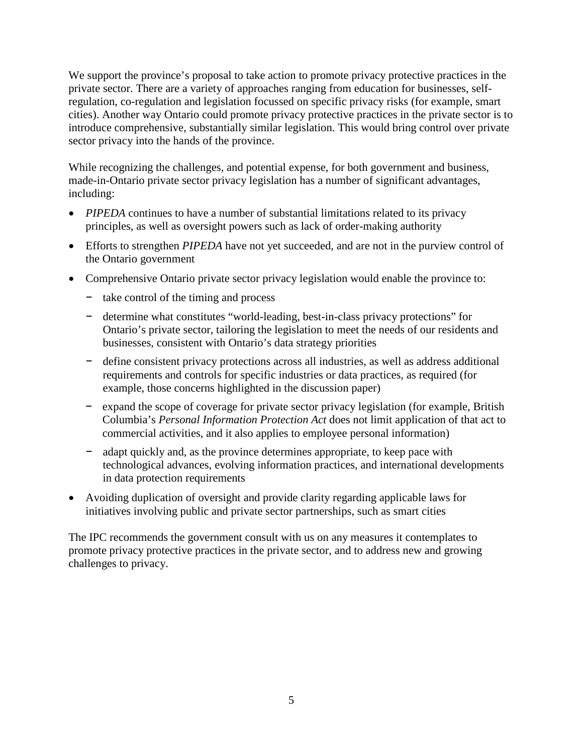We support the province's proposal to take action to promote privacy protective practices in the private sector. There are a variety of approaches ranging from education for businesses, self-regulation, co-regulation and legislation focussed on specific privacy risks (for example, smart cities). Another way Ontario could promote privacy protective practices in the private sector is to introduce comprehensive, substantially similar legislation. This would bring control over private sector privacy into the hands of the province.

While recognizing the challenges, and potential expense, for both government and business, made-in-Ontario private sector privacy legislation has a number of significant advantages, including:

- *PIPEDA* continues to have a number of substantial limitations related to its privacy principles, as well as oversight powers such as lack of order-making authority
- Efforts to strengthen *PIPEDA* have not yet succeeded, and are not in the purview control of the Ontario government
- Comprehensive Ontario private sector privacy legislation would enable the province to:
  - take control of the timing and process
  - determine what constitutes "world-leading, best-in-class privacy protections" for Ontario's private sector, tailoring the legislation to meet the needs of our residents and businesses, consistent with Ontario's data strategy priorities
  - define consistent privacy protections across all industries, as well as address additional requirements and controls for specific industries or data practices, as required (for example, those concerns highlighted in the discussion paper)
  - expand the scope of coverage for private sector privacy legislation (for example, British Columbia's *Personal Information Protection Act* does not limit application of that act to commercial activities, and it also applies to employee personal information)
  - adapt quickly and, as the province determines appropriate, to keep pace with technological advances, evolving information practices, and international developments in data protection requirements
- Avoiding duplication of oversight and provide clarity regarding applicable laws for initiatives involving public and private sector partnerships, such as smart cities

The IPC recommends the government consult with us on any measures it contemplates to promote privacy protective practices in the private sector, and to address new and growing challenges to privacy.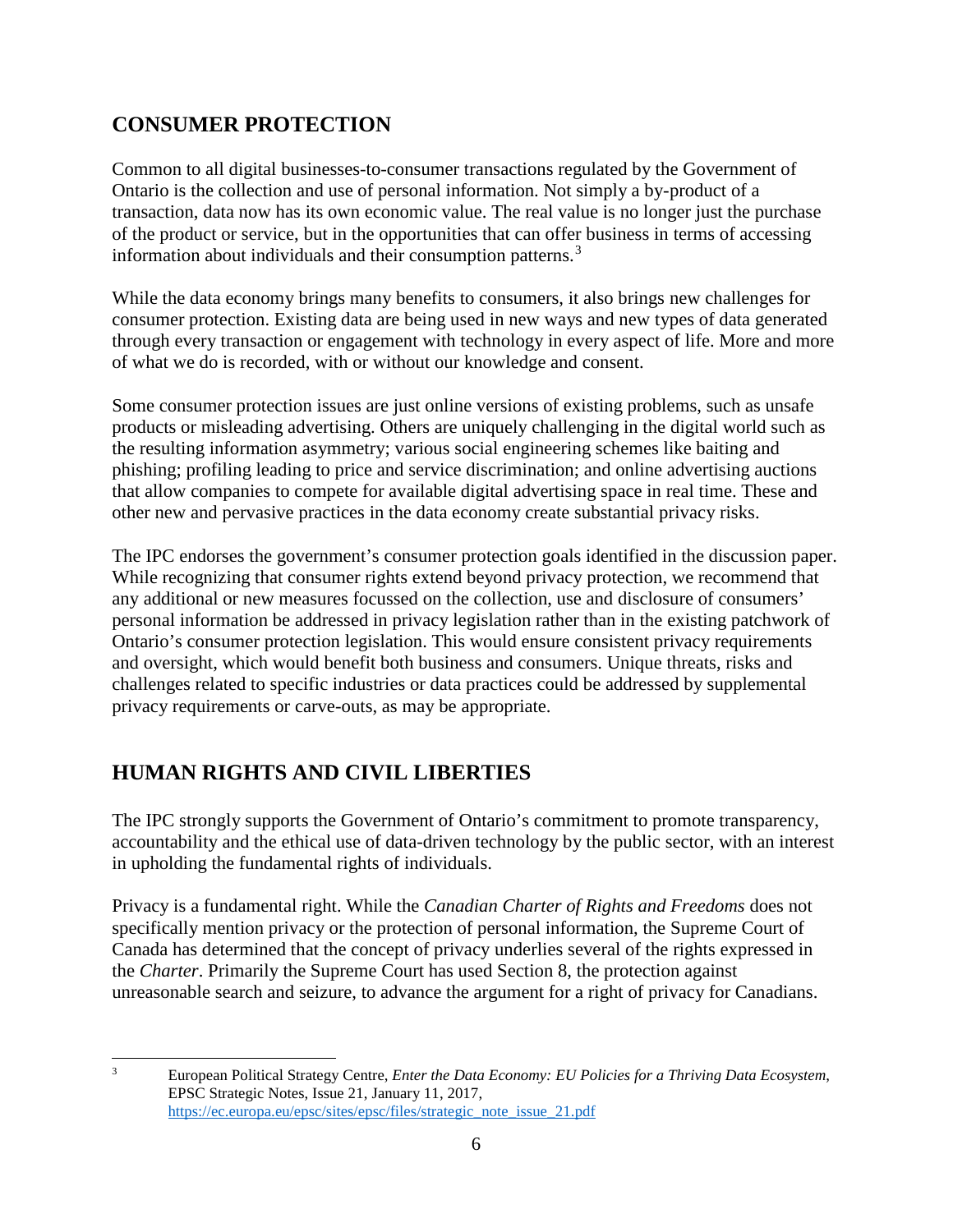## CONSUMER PROTECTION

Common to all digital businesses-to-consumer transactions regulated by the Government of Ontario is the collection and use of personal information. Not simply a by-product of a transaction, data now has its own economic value. The real value is no longer just the purchase of the product or service, but in the opportunities that can offer business in terms of accessing information about individuals and their consumption patterns.[3]

While the data economy brings many benefits to consumers, it also brings new challenges for consumer protection. Existing data are being used in new ways and new types of data generated through every transaction or engagement with technology in every aspect of life. More and more of what we do is recorded, with or without our knowledge and consent.

Some consumer protection issues are just online versions of existing problems, such as unsafe products or misleading advertising. Others are uniquely challenging in the digital world such as the resulting information asymmetry; various social engineering schemes like baiting and phishing; profiling leading to price and service discrimination; and online advertising auctions that allow companies to compete for available digital advertising space in real time. These and other new and pervasive practices in the data economy create substantial privacy risks.

The IPC endorses the government's consumer protection goals identified in the discussion paper. While recognizing that consumer rights extend beyond privacy protection, we recommend that any additional or new measures focussed on the collection, use and disclosure of consumers' personal information be addressed in privacy legislation rather than in the existing patchwork of Ontario's consumer protection legislation. This would ensure consistent privacy requirements and oversight, which would benefit both business and consumers. Unique threats, risks and challenges related to specific industries or data practices could be addressed by supplemental privacy requirements or carve-outs, as may be appropriate.

## HUMAN RIGHTS AND CIVIL LIBERTIES

The IPC strongly supports the Government of Ontario's commitment to promote transparency, accountability and the ethical use of data-driven technology by the public sector, with an interest in upholding the fundamental rights of individuals.

Privacy is a fundamental right. While the *Canadian Charter of Rights and Freedoms* does not specifically mention privacy or the protection of personal information, the Supreme Court of Canada has determined that the concept of privacy underlies several of the rights expressed in the *Charter*. Primarily the Supreme Court has used Section 8, the protection against unreasonable search and seizure, to advance the argument for a right of privacy for Canadians.

---

[3] European Political Strategy Centre, *Enter the Data Economy: EU Policies for a Thriving Data Ecosystem*, EPSC Strategic Notes, Issue 21, January 11, 2017, https://ec.europa.eu/epsc/sites/epsc/files/strategic_note_issue_21.pdf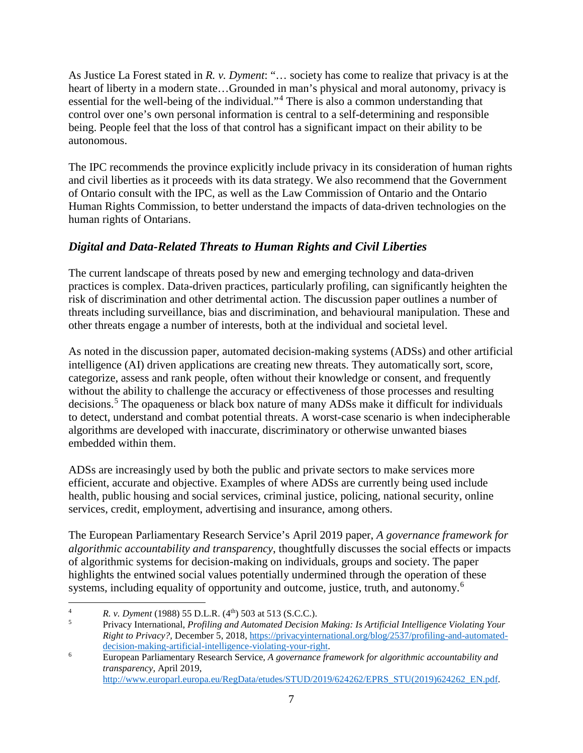As Justice La Forest stated in *R. v. Dyment*: "… society has come to realize that privacy is at the heart of liberty in a modern state…Grounded in man's physical and moral autonomy, privacy is essential for the well-being of the individual."[4] There is also a common understanding that control over one's own personal information is central to a self-determining and responsible being. People feel that the loss of that control has a significant impact on their ability to be autonomous.

The IPC recommends the province explicitly include privacy in its consideration of human rights and civil liberties as it proceeds with its data strategy. We also recommend that the Government of Ontario consult with the IPC, as well as the Law Commission of Ontario and the Ontario Human Rights Commission, to better understand the impacts of data-driven technologies on the human rights of Ontarians.

## *Digital and Data-Related Threats to Human Rights and Civil Liberties*

The current landscape of threats posed by new and emerging technology and data-driven practices is complex. Data-driven practices, particularly profiling, can significantly heighten the risk of discrimination and other detrimental action. The discussion paper outlines a number of threats including surveillance, bias and discrimination, and behavioural manipulation. These and other threats engage a number of interests, both at the individual and societal level.

As noted in the discussion paper, automated decision-making systems (ADSs) and other artificial intelligence (AI) driven applications are creating new threats. They automatically sort, score, categorize, assess and rank people, often without their knowledge or consent, and frequently without the ability to challenge the accuracy or effectiveness of those processes and resulting decisions.[5] The opaqueness or black box nature of many ADSs make it difficult for individuals to detect, understand and combat potential threats. A worst-case scenario is when indecipherable algorithms are developed with inaccurate, discriminatory or otherwise unwanted biases embedded within them.

ADSs are increasingly used by both the public and private sectors to make services more efficient, accurate and objective. Examples of where ADSs are currently being used include health, public housing and social services, criminal justice, policing, national security, online services, credit, employment, advertising and insurance, among others.

The European Parliamentary Research Service's April 2019 paper, *A governance framework for algorithmic accountability and transparency*, thoughtfully discusses the social effects or impacts of algorithmic systems for decision-making on individuals, groups and society. The paper highlights the entwined social values potentially undermined through the operation of these systems, including equality of opportunity and outcome, justice, truth, and autonomy.[6]

---

[4] *R. v. Dyment* (1988) 55 D.L.R. (4th) 503 at 513 (S.C.C.).

[5] Privacy International, *Profiling and Automated Decision Making: Is Artificial Intelligence Violating Your Right to Privacy?*, December 5, 2018, https://privacyinternational.org/blog/2537/profiling-and-automated-decision-making-artificial-intelligence-violating-your-right.

[6] European Parliamentary Research Service, *A governance framework for algorithmic accountability and transparency*, April 2019, http://www.europarl.europa.eu/RegData/etudes/STUD/2019/624262/EPRS_STU(2019)624262_EN.pdf.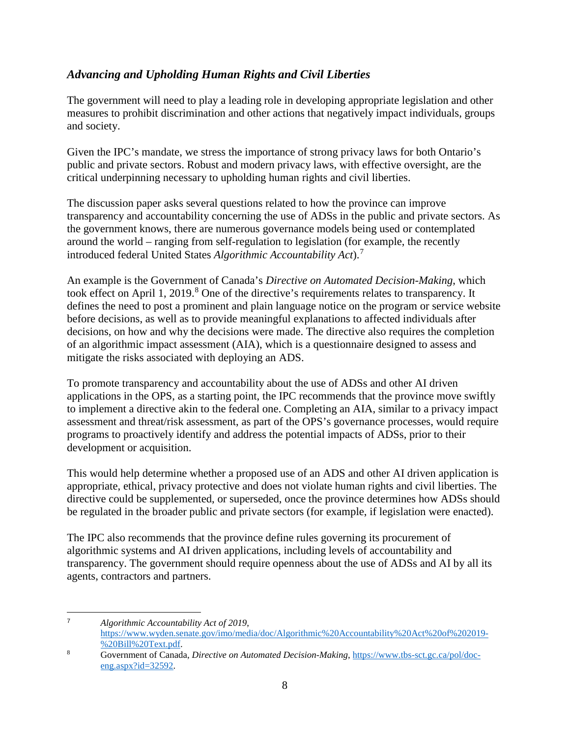### *Advancing and Upholding Human Rights and Civil Liberties*

The government will need to play a leading role in developing appropriate legislation and other measures to prohibit discrimination and other actions that negatively impact individuals, groups and society.

Given the IPC's mandate, we stress the importance of strong privacy laws for both Ontario's public and private sectors. Robust and modern privacy laws, with effective oversight, are the critical underpinning necessary to upholding human rights and civil liberties.

The discussion paper asks several questions related to how the province can improve transparency and accountability concerning the use of ADSs in the public and private sectors. As the government knows, there are numerous governance models being used or contemplated around the world – ranging from self-regulation to legislation (for example, the recently introduced federal United States *Algorithmic Accountability Act*).[7]

An example is the Government of Canada's *Directive on Automated Decision-Making*, which took effect on April 1, 2019.[8] One of the directive's requirements relates to transparency. It defines the need to post a prominent and plain language notice on the program or service website before decisions, as well as to provide meaningful explanations to affected individuals after decisions, on how and why the decisions were made. The directive also requires the completion of an algorithmic impact assessment (AIA), which is a questionnaire designed to assess and mitigate the risks associated with deploying an ADS.

To promote transparency and accountability about the use of ADSs and other AI driven applications in the OPS, as a starting point, the IPC recommends that the province move swiftly to implement a directive akin to the federal one. Completing an AIA, similar to a privacy impact assessment and threat/risk assessment, as part of the OPS's governance processes, would require programs to proactively identify and address the potential impacts of ADSs, prior to their development or acquisition.

This would help determine whether a proposed use of an ADS and other AI driven application is appropriate, ethical, privacy protective and does not violate human rights and civil liberties. The directive could be supplemented, or superseded, once the province determines how ADSs should be regulated in the broader public and private sectors (for example, if legislation were enacted).

The IPC also recommends that the province define rules governing its procurement of algorithmic systems and AI driven applications, including levels of accountability and transparency. The government should require openness about the use of ADSs and AI by all its agents, contractors and partners.

---

[7] *Algorithmic Accountability Act of 2019*, https://www.wyden.senate.gov/imo/media/doc/Algorithmic%20Accountability%20Act%20of%202019-%20Bill%20Text.pdf.

[8] Government of Canada, *Directive on Automated Decision-Making*, https://www.tbs-sct.gc.ca/pol/doc-eng.aspx?id=32592.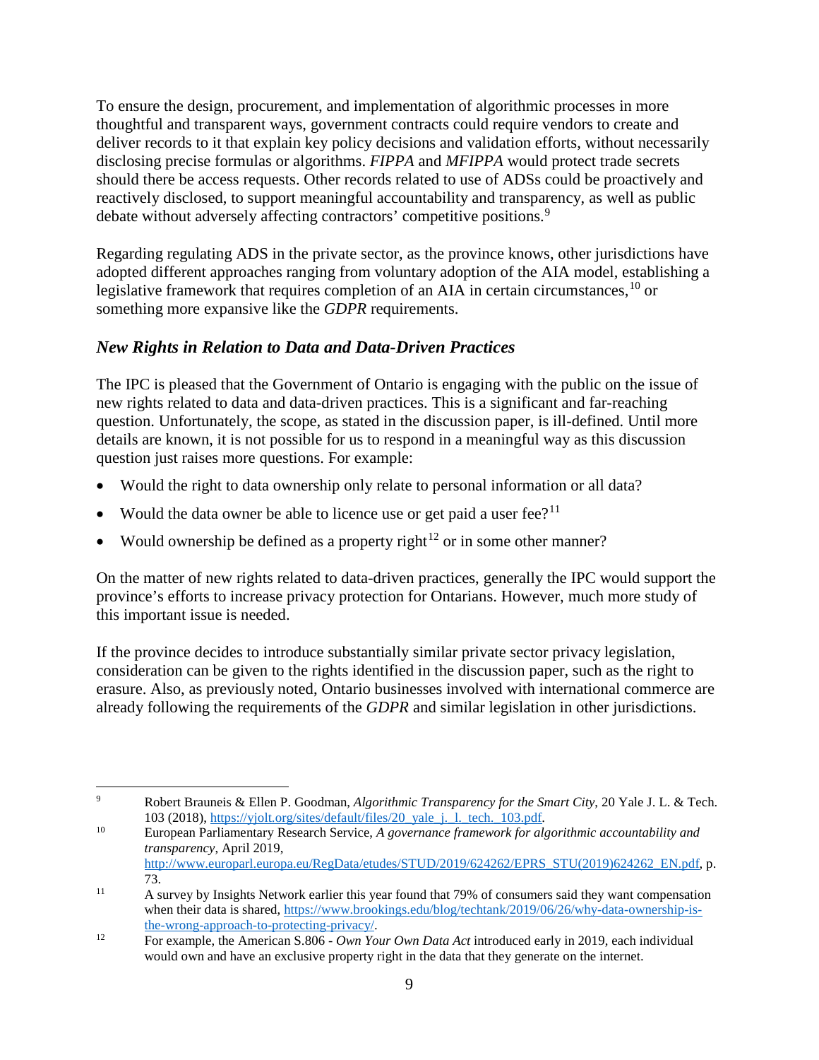To ensure the design, procurement, and implementation of algorithmic processes in more thoughtful and transparent ways, government contracts could require vendors to create and deliver records to it that explain key policy decisions and validation efforts, without necessarily disclosing precise formulas or algorithms. *FIPPA* and *MFIPPA* would protect trade secrets should there be access requests. Other records related to use of ADSs could be proactively and reactively disclosed, to support meaningful accountability and transparency, as well as public debate without adversely affecting contractors' competitive positions.[9]

Regarding regulating ADS in the private sector, as the province knows, other jurisdictions have adopted different approaches ranging from voluntary adoption of the AIA model, establishing a legislative framework that requires completion of an AIA in certain circumstances,[10] or something more expansive like the *GDPR* requirements.

### *New Rights in Relation to Data and Data-Driven Practices*

The IPC is pleased that the Government of Ontario is engaging with the public on the issue of new rights related to data and data-driven practices. This is a significant and far-reaching question. Unfortunately, the scope, as stated in the discussion paper, is ill-defined. Until more details are known, it is not possible for us to respond in a meaningful way as this discussion question just raises more questions. For example:

- Would the right to data ownership only relate to personal information or all data?
- Would the data owner be able to licence use or get paid a user fee?[11]
- Would ownership be defined as a property right[12] or in some other manner?

On the matter of new rights related to data-driven practices, generally the IPC would support the province's efforts to increase privacy protection for Ontarians. However, much more study of this important issue is needed.

If the province decides to introduce substantially similar private sector privacy legislation, consideration can be given to the rights identified in the discussion paper, such as the right to erasure. Also, as previously noted, Ontario businesses involved with international commerce are already following the requirements of the *GDPR* and similar legislation in other jurisdictions.

---

[9] Robert Brauneis & Ellen P. Goodman, *Algorithmic Transparency for the Smart City*, 20 Yale J. L. & Tech. 103 (2018), https://yjolt.org/sites/default/files/20_yale_j._l._tech._103.pdf.

[10] European Parliamentary Research Service, *A governance framework for algorithmic accountability and transparency*, April 2019, http://www.europarl.europa.eu/RegData/etudes/STUD/2019/624262/EPRS_STU(2019)624262_EN.pdf, p. 73.

[11] A survey by Insights Network earlier this year found that 79% of consumers said they want compensation when their data is shared, https://www.brookings.edu/blog/techtank/2019/06/26/why-data-ownership-is-the-wrong-approach-to-protecting-privacy/.

[12] For example, the American S.806 - *Own Your Own Data Act* introduced early in 2019, each individual would own and have an exclusive property right in the data that they generate on the internet.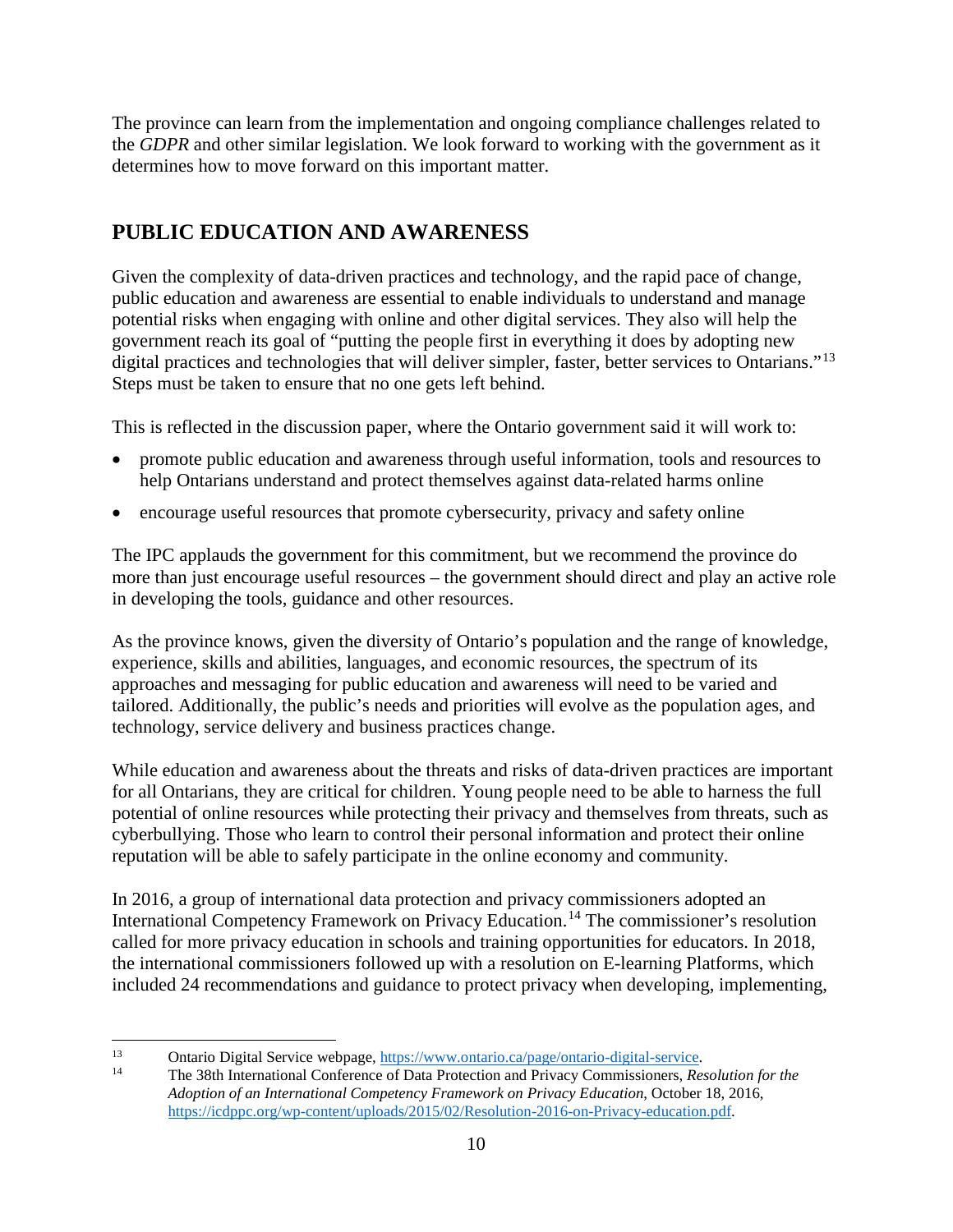The province can learn from the implementation and ongoing compliance challenges related to the *GDPR* and other similar legislation. We look forward to working with the government as it determines how to move forward on this important matter.

## PUBLIC EDUCATION AND AWARENESS

Given the complexity of data-driven practices and technology, and the rapid pace of change, public education and awareness are essential to enable individuals to understand and manage potential risks when engaging with online and other digital services. They also will help the government reach its goal of "putting the people first in everything it does by adopting new digital practices and technologies that will deliver simpler, faster, better services to Ontarians."[13] Steps must be taken to ensure that no one gets left behind.

This is reflected in the discussion paper, where the Ontario government said it will work to:

- promote public education and awareness through useful information, tools and resources to help Ontarians understand and protect themselves against data-related harms online
- encourage useful resources that promote cybersecurity, privacy and safety online

The IPC applauds the government for this commitment, but we recommend the province do more than just encourage useful resources – the government should direct and play an active role in developing the tools, guidance and other resources.

As the province knows, given the diversity of Ontario's population and the range of knowledge, experience, skills and abilities, languages, and economic resources, the spectrum of its approaches and messaging for public education and awareness will need to be varied and tailored. Additionally, the public's needs and priorities will evolve as the population ages, and technology, service delivery and business practices change.

While education and awareness about the threats and risks of data-driven practices are important for all Ontarians, they are critical for children. Young people need to be able to harness the full potential of online resources while protecting their privacy and themselves from threats, such as cyberbullying. Those who learn to control their personal information and protect their online reputation will be able to safely participate in the online economy and community.

In 2016, a group of international data protection and privacy commissioners adopted an International Competency Framework on Privacy Education.[14] The commissioner's resolution called for more privacy education in schools and training opportunities for educators. In 2018, the international commissioners followed up with a resolution on E-learning Platforms, which included 24 recommendations and guidance to protect privacy when developing, implementing,

---

[13] Ontario Digital Service webpage, https://www.ontario.ca/page/ontario-digital-service.

[14] The 38th International Conference of Data Protection and Privacy Commissioners, *Resolution for the Adoption of an International Competency Framework on Privacy Education*, October 18, 2016, https://icdppc.org/wp-content/uploads/2015/02/Resolution-2016-on-Privacy-education.pdf.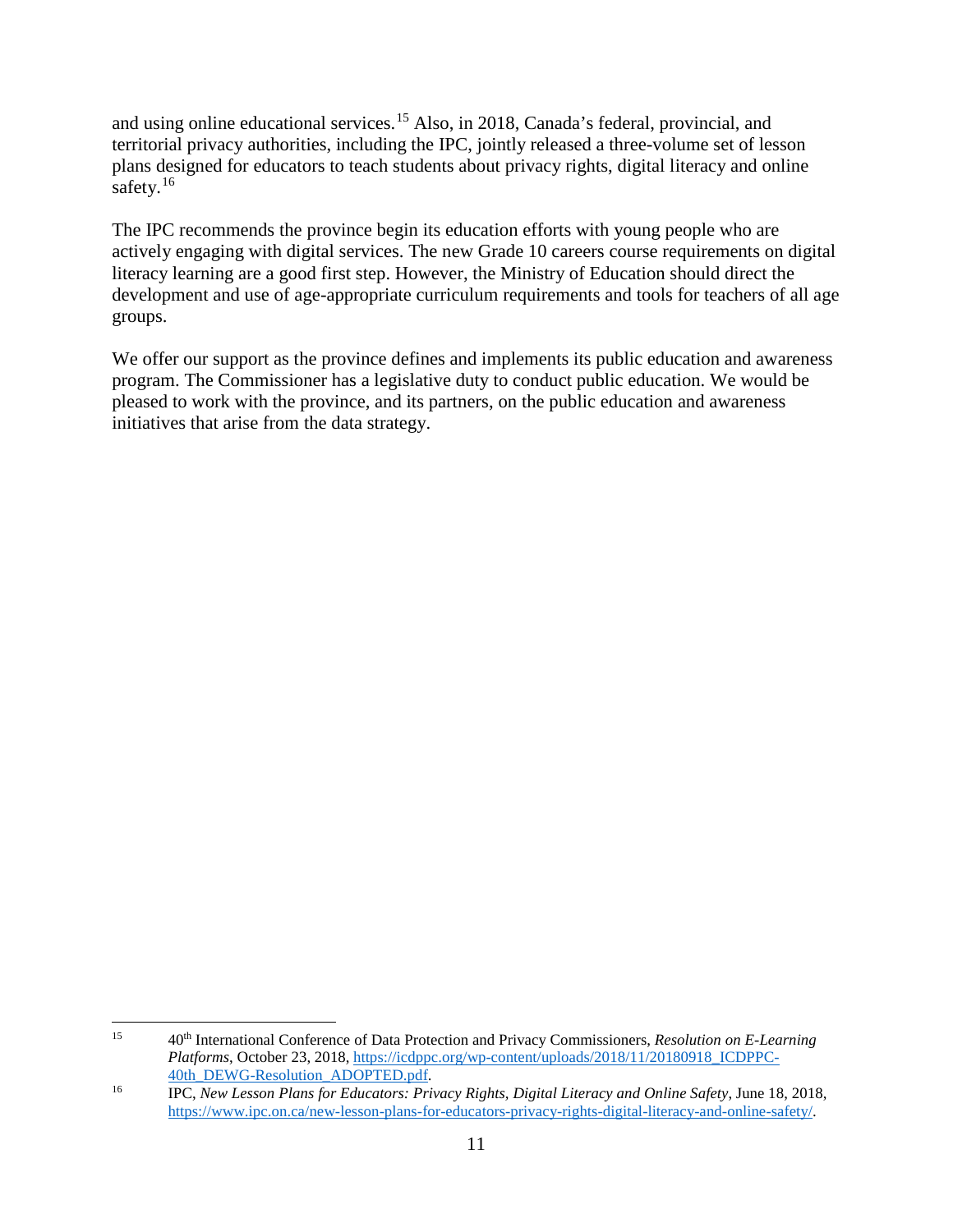and using online educational services.[15] Also, in 2018, Canada's federal, provincial, and territorial privacy authorities, including the IPC, jointly released a three-volume set of lesson plans designed for educators to teach students about privacy rights, digital literacy and online safety.[16]

The IPC recommends the province begin its education efforts with young people who are actively engaging with digital services. The new Grade 10 careers course requirements on digital literacy learning are a good first step. However, the Ministry of Education should direct the development and use of age-appropriate curriculum requirements and tools for teachers of all age groups.

We offer our support as the province defines and implements its public education and awareness program. The Commissioner has a legislative duty to conduct public education. We would be pleased to work with the province, and its partners, on the public education and awareness initiatives that arise from the data strategy.

---

[15] 40th International Conference of Data Protection and Privacy Commissioners, *Resolution on E-Learning Platforms*, October 23, 2018, https://icdppc.org/wp-content/uploads/2018/11/20180918_ICDPPC-40th_DEWG-Resolution_ADOPTED.pdf.

[16] IPC, *New Lesson Plans for Educators: Privacy Rights, Digital Literacy and Online Safety*, June 18, 2018, https://www.ipc.on.ca/new-lesson-plans-for-educators-privacy-rights-digital-literacy-and-online-safety/.